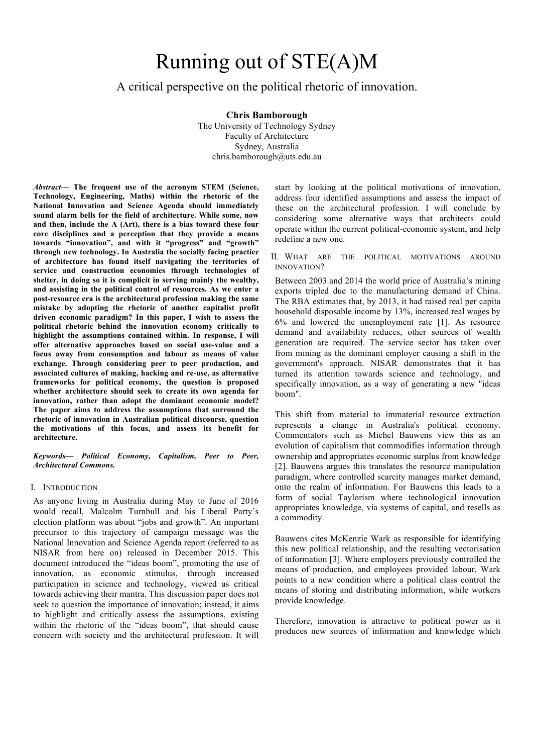# Running out of STE(A)M

A critical perspective on the political rhetoric of innovation.

**Chris Bamborough**
The University of Technology Sydney
Faculty of Architecture
Sydney, Australia
chris.bamborough@uts.edu.au

***Abstract*— The frequent use of the acronym STEM (Science, Technology, Engineering, Maths) within the rhetoric of the National Innovation and Science Agenda should immediately sound alarm bells for the field of architecture. While some, now and then, include the A (Art), there is a bias toward these four core disciplines and a perception that they provide a means towards "innovation", and with it "progress" and "growth" through new technology. In Australia the socially facing practice of architecture has found itself navigating the territories of service and construction economies through technologies of shelter, in doing so it is complicit in serving mainly the wealthy, and assisting in the political control of resources. As we enter a post-resource era is the architectural profession making the same mistake by adopting the rhetoric of another capitalist profit driven economic paradigm? In this paper, I wish to assess the political rhetoric behind the innovation economy critically to highlight the assumptions contained within. In response, I will offer alternative approaches based on social use-value and a focus away from consumption and labour as means of value exchange. Through considering peer to peer production, and associated cultures of making, hacking and re-use, as alternative frameworks for political economy, the question is proposed whether architecture should seek to create its own agenda for innovation, rather than adopt the dominant economic model? The paper aims to address the assumptions that surround the rhetoric of innovation in Australian political discourse, question the motivations of this focus, and assess its benefit for architecture.**

***Keywords*— *Political Economy, Capitalism, Peer to Peer, Architectural Commons.***

## I. Introduction

As anyone living in Australia during May to June of 2016 would recall, Malcolm Turnbull and his Liberal Party's election platform was about "jobs and growth". An important precursor to this trajectory of campaign message was the National Innovation and Science Agenda report (referred to as NISAR from here on) released in December 2015. This document introduced the "ideas boom", promoting the use of innovation, as economic stimulus, through increased participation in science and technology, viewed as critical towards achieving their mantra. This discussion paper does not seek to question the importance of innovation; instead, it aims to highlight and critically assess the assumptions, existing within the rhetoric of the "ideas boom", that should cause concern with society and the architectural profession. It will start by looking at the political motivations of innovation, address four identified assumptions and assess the impact of these on the architectural profession. I will conclude by considering some alternative ways that architects could operate within the current political-economic system, and help redefine a new one.

## II. What are the political motivations around innovation?

Between 2003 and 2014 the world price of Australia's mining exports tripled due to the manufacturing demand of China. The RBA estimates that, by 2013, it had raised real per capita household disposable income by 13%, increased real wages by 6% and lowered the unemployment rate [1]. As resource demand and availability reduces, other sources of wealth generation are required. The service sector has taken over from mining as the dominant employer causing a shift in the government's approach. NISAR demonstrates that it has turned its attention towards science and technology, and specifically innovation, as a way of generating a new "ideas boom".

This shift from material to immaterial resource extraction represents a change in Australia's political economy. Commentators such as Michel Bauwens view this as an evolution of capitalism that commodifies information through ownership and appropriates economic surplus from knowledge [2]. Bauwens argues this translates the resource manipulation paradigm, where controlled scarcity manages market demand, onto the realm of information. For Bauwens this leads to a form of social Taylorism where technological innovation appropriates knowledge, via systems of capital, and resells as a commodity.

Bauwens cites McKenzie Wark as responsible for identifying this new political relationship, and the resulting vectorisation of information [3]. Where employers previously controlled the means of production, and employees provided labour, Wark points to a new condition where a political class control the means of storing and distributing information, while workers provide knowledge.

Therefore, innovation is attractive to political power as it produces new sources of information and knowledge which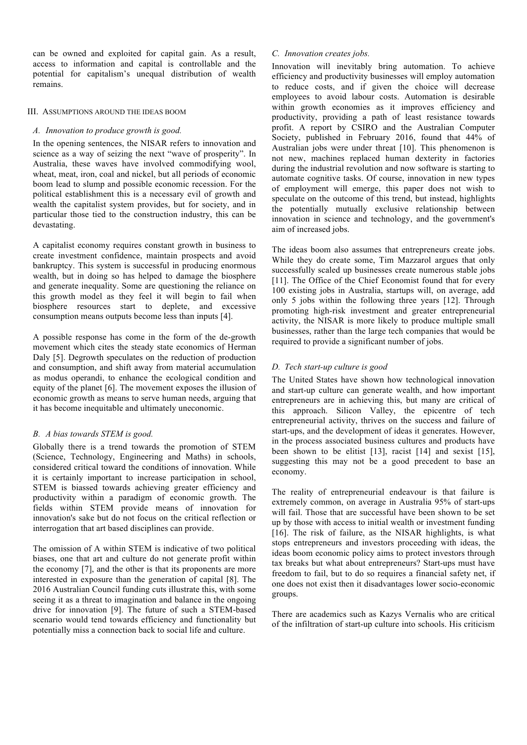can be owned and exploited for capital gain. As a result, access to information and capital is controllable and the potential for capitalism's unequal distribution of wealth remains.

## III. Assumptions around the ideas boom

### *A. Innovation to produce growth is good.*

In the opening sentences, the NISAR refers to innovation and science as a way of seizing the next "wave of prosperity". In Australia, these waves have involved commodifying wool, wheat, meat, iron, coal and nickel, but all periods of economic boom lead to slump and possible economic recession. For the political establishment this is a necessary evil of growth and wealth the capitalist system provides, but for society, and in particular those tied to the construction industry, this can be devastating.

A capitalist economy requires constant growth in business to create investment confidence, maintain prospects and avoid bankruptcy. This system is successful in producing enormous wealth, but in doing so has helped to damage the biosphere and generate inequality. Some are questioning the reliance on this growth model as they feel it will begin to fail when biosphere resources start to deplete, and excessive consumption means outputs become less than inputs [4].

A possible response has come in the form of the de-growth movement which cites the steady state economics of Herman Daly [5]. Degrowth speculates on the reduction of production and consumption, and shift away from material accumulation as modus operandi, to enhance the ecological condition and equity of the planet [6]. The movement exposes the illusion of economic growth as means to serve human needs, arguing that it has become inequitable and ultimately uneconomic.

### *B. A bias towards STEM is good.*

Globally there is a trend towards the promotion of STEM (Science, Technology, Engineering and Maths) in schools, considered critical toward the conditions of innovation. While it is certainly important to increase participation in school, STEM is biassed towards achieving greater efficiency and productivity within a paradigm of economic growth. The fields within STEM provide means of innovation for innovation's sake but do not focus on the critical reflection or interrogation that art based disciplines can provide.

The omission of A within STEM is indicative of two political biases, one that art and culture do not generate profit within the economy [7], and the other is that its proponents are more interested in exposure than the generation of capital [8]. The 2016 Australian Council funding cuts illustrate this, with some seeing it as a threat to imagination and balance in the ongoing drive for innovation [9]. The future of such a STEM-based scenario would tend towards efficiency and functionality but potentially miss a connection back to social life and culture.

### *C. Innovation creates jobs.*

Innovation will inevitably bring automation. To achieve efficiency and productivity businesses will employ automation to reduce costs, and if given the choice will decrease employees to avoid labour costs. Automation is desirable within growth economies as it improves efficiency and productivity, providing a path of least resistance towards profit. A report by CSIRO and the Australian Computer Society, published in February 2016, found that 44% of Australian jobs were under threat [10]. This phenomenon is not new, machines replaced human dexterity in factories during the industrial revolution and now software is starting to automate cognitive tasks. Of course, innovation in new types of employment will emerge, this paper does not wish to speculate on the outcome of this trend, but instead, highlights the potentially mutually exclusive relationship between innovation in science and technology, and the government's aim of increased jobs.

The ideas boom also assumes that entrepreneurs create jobs. While they do create some, Tim Mazzarol argues that only successfully scaled up businesses create numerous stable jobs [11]. The Office of the Chief Economist found that for every 100 existing jobs in Australia, startups will, on average, add only 5 jobs within the following three years [12]. Through promoting high-risk investment and greater entrepreneurial activity, the NISAR is more likely to produce multiple small businesses, rather than the large tech companies that would be required to provide a significant number of jobs.

### *D. Tech start-up culture is good*

The United States have shown how technological innovation and start-up culture can generate wealth, and how important entrepreneurs are in achieving this, but many are critical of this approach. Silicon Valley, the epicentre of tech entrepreneurial activity, thrives on the success and failure of start-ups, and the development of ideas it generates. However, in the process associated business cultures and products have been shown to be elitist [13], racist [14] and sexist [15], suggesting this may not be a good precedent to base an economy.

The reality of entrepreneurial endeavour is that failure is extremely common, on average in Australia 95% of start-ups will fail. Those that are successful have been shown to be set up by those with access to initial wealth or investment funding [16]. The risk of failure, as the NISAR highlights, is what stops entrepreneurs and investors proceeding with ideas, the ideas boom economic policy aims to protect investors through tax breaks but what about entrepreneurs? Start-ups must have freedom to fail, but to do so requires a financial safety net, if one does not exist then it disadvantages lower socio-economic groups.

There are academics such as Kazys Vernalis who are critical of the infiltration of start-up culture into schools. His criticism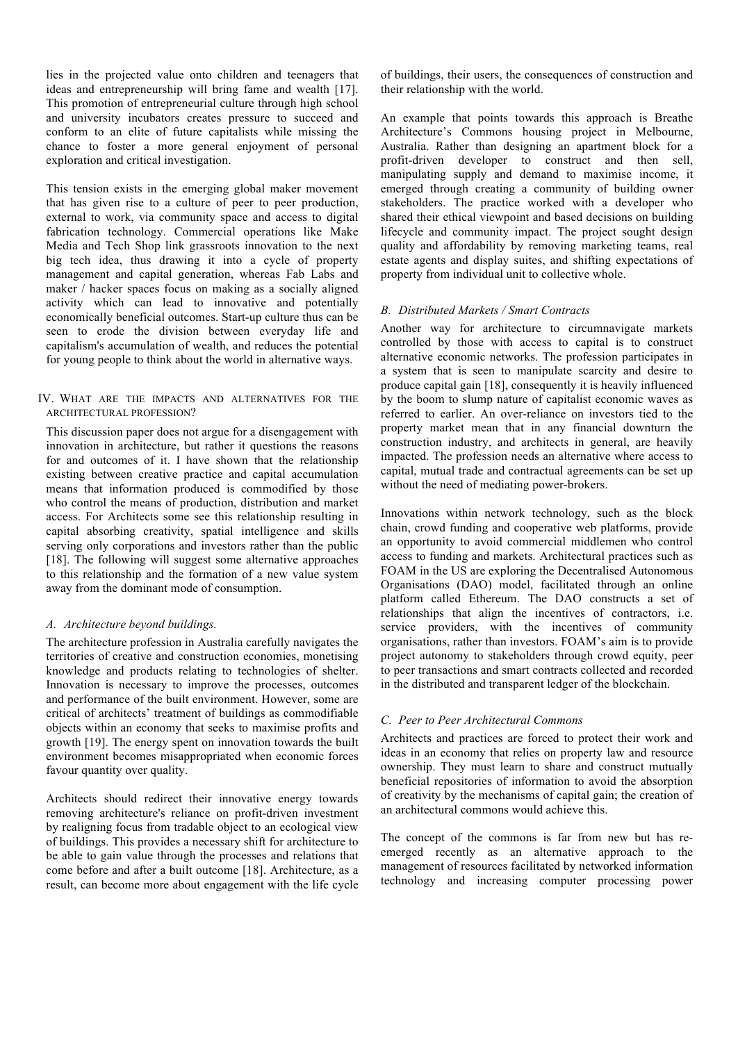lies in the projected value onto children and teenagers that ideas and entrepreneurship will bring fame and wealth [17]. This promotion of entrepreneurial culture through high school and university incubators creates pressure to succeed and conform to an elite of future capitalists while missing the chance to foster a more general enjoyment of personal exploration and critical investigation.

This tension exists in the emerging global maker movement that has given rise to a culture of peer to peer production, external to work, via community space and access to digital fabrication technology. Commercial operations like Make Media and Tech Shop link grassroots innovation to the next big tech idea, thus drawing it into a cycle of property management and capital generation, whereas Fab Labs and maker / hacker spaces focus on making as a socially aligned activity which can lead to innovative and potentially economically beneficial outcomes. Start-up culture thus can be seen to erode the division between everyday life and capitalism's accumulation of wealth, and reduces the potential for young people to think about the world in alternative ways.

## IV. What are the impacts and alternatives for the architectural profession?

This discussion paper does not argue for a disengagement with innovation in architecture, but rather it questions the reasons for and outcomes of it. I have shown that the relationship existing between creative practice and capital accumulation means that information produced is commodified by those who control the means of production, distribution and market access. For Architects some see this relationship resulting in capital absorbing creativity, spatial intelligence and skills serving only corporations and investors rather than the public [18]. The following will suggest some alternative approaches to this relationship and the formation of a new value system away from the dominant mode of consumption.

### *A. Architecture beyond buildings.*

The architecture profession in Australia carefully navigates the territories of creative and construction economies, monetising knowledge and products relating to technologies of shelter. Innovation is necessary to improve the processes, outcomes and performance of the built environment. However, some are critical of architects' treatment of buildings as commodifiable objects within an economy that seeks to maximise profits and growth [19]. The energy spent on innovation towards the built environment becomes misappropriated when economic forces favour quantity over quality.

Architects should redirect their innovative energy towards removing architecture's reliance on profit-driven investment by realigning focus from tradable object to an ecological view of buildings. This provides a necessary shift for architecture to be able to gain value through the processes and relations that come before and after a built outcome [18]. Architecture, as a result, can become more about engagement with the life cycle of buildings, their users, the consequences of construction and their relationship with the world.

An example that points towards this approach is Breathe Architecture's Commons housing project in Melbourne, Australia. Rather than designing an apartment block for a profit-driven developer to construct and then sell, manipulating supply and demand to maximise income, it emerged through creating a community of building owner stakeholders. The practice worked with a developer who shared their ethical viewpoint and based decisions on building lifecycle and community impact. The project sought design quality and affordability by removing marketing teams, real estate agents and display suites, and shifting expectations of property from individual unit to collective whole.

### *B. Distributed Markets / Smart Contracts*

Another way for architecture to circumnavigate markets controlled by those with access to capital is to construct alternative economic networks. The profession participates in a system that is seen to manipulate scarcity and desire to produce capital gain [18], consequently it is heavily influenced by the boom to slump nature of capitalist economic waves as referred to earlier. An over-reliance on investors tied to the property market mean that in any financial downturn the construction industry, and architects in general, are heavily impacted. The profession needs an alternative where access to capital, mutual trade and contractual agreements can be set up without the need of mediating power-brokers.

Innovations within network technology, such as the block chain, crowd funding and cooperative web platforms, provide an opportunity to avoid commercial middlemen who control access to funding and markets. Architectural practices such as FOAM in the US are exploring the Decentralised Autonomous Organisations (DAO) model, facilitated through an online platform called Ethereum. The DAO constructs a set of relationships that align the incentives of contractors, i.e. service providers, with the incentives of community organisations, rather than investors. FOAM's aim is to provide project autonomy to stakeholders through crowd equity, peer to peer transactions and smart contracts collected and recorded in the distributed and transparent ledger of the blockchain.

### *C. Peer to Peer Architectural Commons*

Architects and practices are forced to protect their work and ideas in an economy that relies on property law and resource ownership. They must learn to share and construct mutually beneficial repositories of information to avoid the absorption of creativity by the mechanisms of capital gain; the creation of an architectural commons would achieve this.

The concept of the commons is far from new but has re-emerged recently as an alternative approach to the management of resources facilitated by networked information technology and increasing computer processing power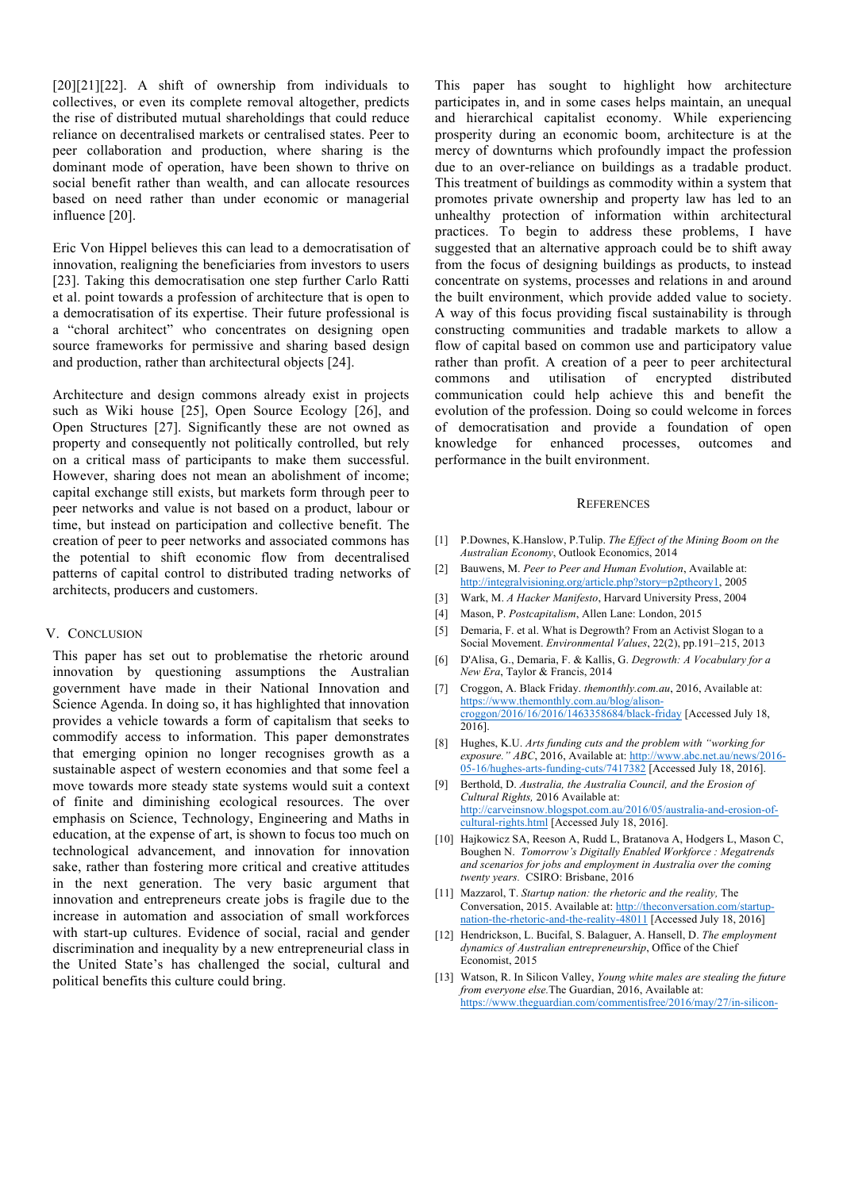[20][21][22]. A shift of ownership from individuals to collectives, or even its complete removal altogether, predicts the rise of distributed mutual shareholdings that could reduce reliance on decentralised markets or centralised states. Peer to peer collaboration and production, where sharing is the dominant mode of operation, have been shown to thrive on social benefit rather than wealth, and can allocate resources based on need rather than under economic or managerial influence [20].

Eric Von Hippel believes this can lead to a democratisation of innovation, realigning the beneficiaries from investors to users [23]. Taking this democratisation one step further Carlo Ratti et al. point towards a profession of architecture that is open to a democratisation of its expertise. Their future professional is a "choral architect" who concentrates on designing open source frameworks for permissive and sharing based design and production, rather than architectural objects [24].

Architecture and design commons already exist in projects such as Wiki house [25], Open Source Ecology [26], and Open Structures [27]. Significantly these are not owned as property and consequently not politically controlled, but rely on a critical mass of participants to make them successful. However, sharing does not mean an abolishment of income; capital exchange still exists, but markets form through peer to peer networks and value is not based on a product, labour or time, but instead on participation and collective benefit. The creation of peer to peer networks and associated commons has the potential to shift economic flow from decentralised patterns of capital control to distributed trading networks of architects, producers and customers.

## V. Conclusion

This paper has set out to problematise the rhetoric around innovation by questioning assumptions the Australian government have made in their National Innovation and Science Agenda. In doing so, it has highlighted that innovation provides a vehicle towards a form of capitalism that seeks to commodify access to information. This paper demonstrates that emerging opinion no longer recognises growth as a sustainable aspect of western economies and that some feel a move towards more steady state systems would suit a context of finite and diminishing ecological resources. The over emphasis on Science, Technology, Engineering and Maths in education, at the expense of art, is shown to focus too much on technological advancement, and innovation for innovation sake, rather than fostering more critical and creative attitudes in the next generation. The very basic argument that innovation and entrepreneurs create jobs is fragile due to the increase in automation and association of small workforces with start-up cultures. Evidence of social, racial and gender discrimination and inequality by a new entrepreneurial class in the United State's has challenged the social, cultural and political benefits this culture could bring.

This paper has sought to highlight how architecture participates in, and in some cases helps maintain, an unequal and hierarchical capitalist economy. While experiencing prosperity during an economic boom, architecture is at the mercy of downturns which profoundly impact the profession due to an over-reliance on buildings as a tradable product. This treatment of buildings as commodity within a system that promotes private ownership and property law has led to an unhealthy protection of information within architectural practices. To begin to address these problems, I have suggested that an alternative approach could be to shift away from the focus of designing buildings as products, to instead concentrate on systems, processes and relations in and around the built environment, which provide added value to society. A way of this focus providing fiscal sustainability is through constructing communities and tradable markets to allow a flow of capital based on common use and participatory value rather than profit. A creation of a peer to peer architectural commons and utilisation of encrypted distributed communication could help achieve this and benefit the evolution of the profession. Doing so could welcome in forces of democratisation and provide a foundation of open knowledge for enhanced processes, outcomes and performance in the built environment.

## References

[1] P.Downes, K.Hanslow, P.Tulip. *The Effect of the Mining Boom on the Australian Economy*, Outlook Economics, 2014

[2] Bauwens, M. *Peer to Peer and Human Evolution*, Available at: http://integralvisioning.org/article.php?story=p2ptheory1, 2005

[3] Wark, M. *A Hacker Manifesto*, Harvard University Press, 2004

[4] Mason, P. *Postcapitalism*, Allen Lane: London, 2015

[5] Demaria, F. et al. What is Degrowth? From an Activist Slogan to a Social Movement. *Environmental Values*, 22(2), pp.191–215, 2013

[6] D'Alisa, G., Demaria, F. & Kallis, G. *Degrowth: A Vocabulary for a New Era*, Taylor & Francis, 2014

[7] Croggon, A. Black Friday. *themonthly.com.au*, 2016, Available at: https://www.themonthly.com.au/blog/alison-croggon/2016/16/2016/1463358684/black-friday [Accessed July 18, 2016].

[8] Hughes, K.U. *Arts funding cuts and the problem with "working for exposure." ABC*, 2016, Available at: http://www.abc.net.au/news/2016-05-16/hughes-arts-funding-cuts/7417382 [Accessed July 18, 2016].

[9] Berthold, D. *Australia, the Australia Council, and the Erosion of Cultural Rights,* 2016 Available at: http://carveinsnow.blogspot.com.au/2016/05/australia-and-erosion-of-cultural-rights.html [Accessed July 18, 2016].

[10] Hajkowicz SA, Reeson A, Rudd L, Bratanova A, Hodgers L, Mason C, Boughen N. *Tomorrow's Digitally Enabled Workforce : Megatrends and scenarios for jobs and employment in Australia over the coming twenty years.* CSIRO: Brisbane, 2016

[11] Mazzarol, T. *Startup nation: the rhetoric and the reality,* The Conversation, 2015. Available at: http://theconversation.com/startup-nation-the-rhetoric-and-the-reality-48011 [Accessed July 18, 2016]

[12] Hendrickson, L. Bucifal, S. Balaguer, A. Hansell, D. *The employment dynamics of Australian entrepreneurship*, Office of the Chief Economist, 2015

[13] Watson, R. In Silicon Valley, *Young white males are stealing the future from everyone else.*The Guardian, 2016, Available at: https://www.theguardian.com/commentisfree/2016/may/27/in-silicon-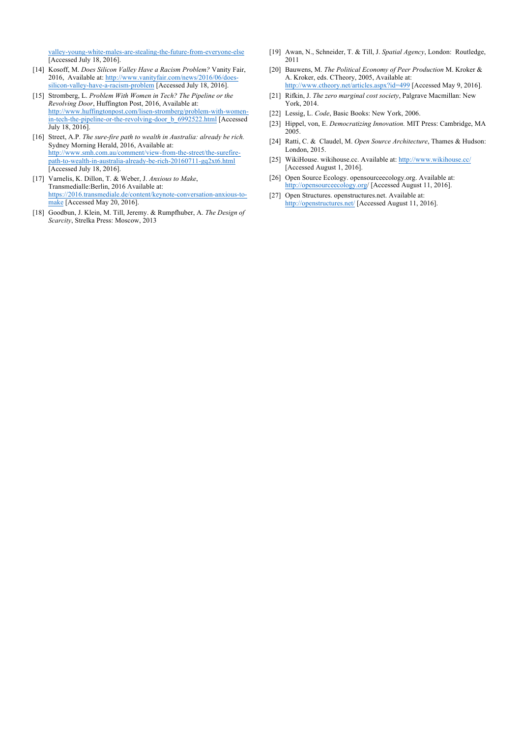valley-young-white-males-are-stealing-the-future-from-everyone-else [Accessed July 18, 2016].

[14] Kosoff, M. *Does Silicon Valley Have a Racism Problem?* Vanity Fair, 2016, Available at: http://www.vanityfair.com/news/2016/06/does-silicon-valley-have-a-racism-problem [Accessed July 18, 2016].

[15] Stromberg, L. *Problem With Women in Tech? The Pipeline or the Revolving Door*, Huffington Post, 2016, Available at: http://www.huffingtonpost.com/lisen-stromberg/problem-with-women-in-tech-the-pipeline-or-the-revolving-door_b_6992522.html [Accessed July 18, 2016].

[16] Street, A.P. *The sure-fire path to wealth in Australia: already be rich.* Sydney Morning Herald, 2016, Available at: http://www.smh.com.au/comment/view-from-the-street/the-surefire-path-to-wealth-in-australia-already-be-rich-20160711-gq2xt6.html [Accessed July 18, 2016].

[17] Varnelis, K. Dillon, T. & Weber, J. *Anxious to Make*, Transmedialle:Berlin, 2016 Available at: https://2016.transmediale.de/content/keynote-conversation-anxious-to-make [Accessed May 20, 2016].

[18] Goodbun, J. Klein, M. Till, Jeremy. & Rumpfhuber, A. *The Design of Scarcity*, Strelka Press: Moscow, 2013

[19] Awan, N., Schneider, T. & Till, J. *Spatial Agency*, London: Routledge, 2011

[20] Bauwens, M. *The Political Economy of Peer Production* M. Kroker & A. Kroker, eds. CTheory, 2005, Available at: http://www.ctheory.net/articles.aspx?id=499 [Accessed May 9, 2016].

[21] Rifkin, J. *The zero marginal cost society*, Palgrave Macmillan: New York, 2014.

[22] Lessig, L. *Code*, Basic Books: New York, 2006.

[23] Hippel, von, E. *Democratizing Innovation.* MIT Press: Cambridge, MA 2005.

[24] Ratti, C. & Claudel, M. *Open Source Architecture*, Thames & Hudson: London, 2015.

[25] WikiHouse. wikihouse.cc. Available at: http://www.wikihouse.cc/ [Accessed August 1, 2016].

[26] Open Source Ecology. opensourceecology.org. Available at: http://opensourceecology.org/ [Accessed August 11, 2016].

[27] Open Structures. openstructures.net. Available at: http://openstructures.net/ [Accessed August 11, 2016].